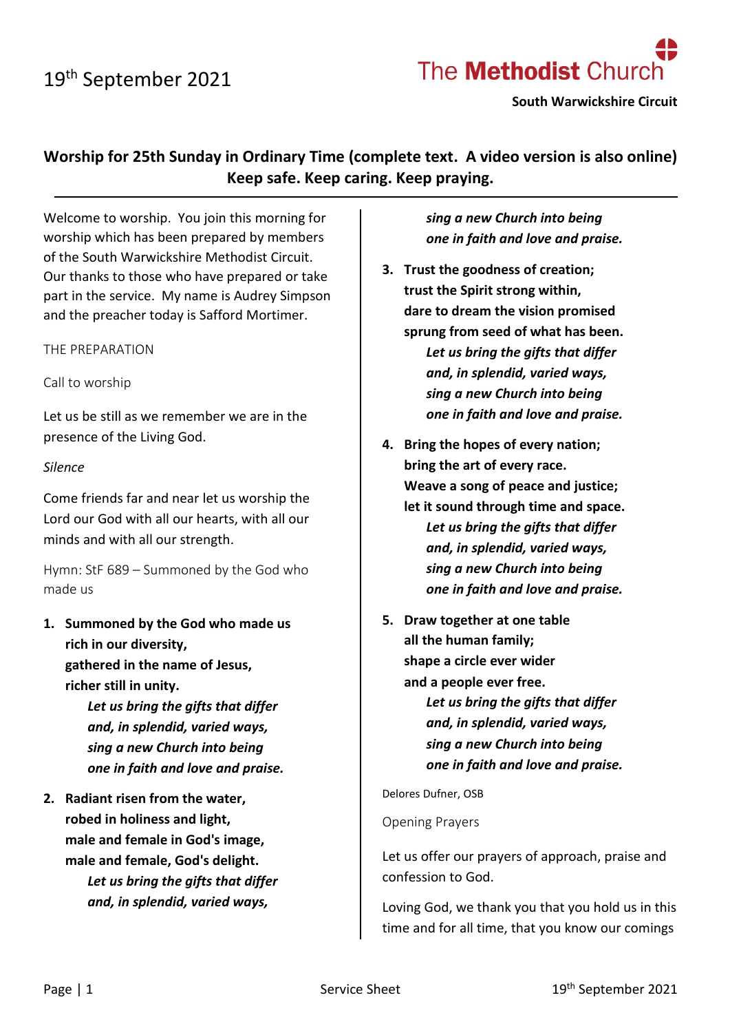19th September 2021

The **Methodist** Church

**South Warwickshire Circuit**

## Worship for 25th Sunday in Ordinary Time (complete text. A video version is also online)

**Keep safe. Keep caring. Keep praying.**

---

Welcome to worship. You join this morning for worship which has been prepared by members of the South Warwickshire Methodist Circuit. Our thanks to those who have prepared or take part in the service. My name is Audrey Simpson and the preacher today is Safford Mortimer.

THE PREPARATION

Call to worship

Let us be still as we remember we are in the presence of the Living God.

*Silence*

Come friends far and near let us worship the Lord our God with all our hearts, with all our minds and with all our strength.

Hymn: StF 689 – Summoned by the God who made us

1. **Summoned by the God who made us**
   **rich in our diversity,**
   **gathered in the name of Jesus,**
   **richer still in unity.**
   ***Let us bring the gifts that differ***
   ***and, in splendid, varied ways,***
   ***sing a new Church into being***
   ***one in faith and love and praise.***

2. **Radiant risen from the water,**
   **robed in holiness and light,**
   **male and female in God's image,**
   **male and female, God's delight.**
   ***Let us bring the gifts that differ***
   ***and, in splendid, varied ways,***
   ***sing a new Church into being***
   ***one in faith and love and praise.***

3. **Trust the goodness of creation;**
   **trust the Spirit strong within,**
   **dare to dream the vision promised**
   **sprung from seed of what has been.**
   ***Let us bring the gifts that differ***
   ***and, in splendid, varied ways,***
   ***sing a new Church into being***
   ***one in faith and love and praise.***

4. **Bring the hopes of every nation;**
   **bring the art of every race.**
   **Weave a song of peace and justice;**
   **let it sound through time and space.**
   ***Let us bring the gifts that differ***
   ***and, in splendid, varied ways,***
   ***sing a new Church into being***
   ***one in faith and love and praise.***

5. **Draw together at one table**
   **all the human family;**
   **shape a circle ever wider**
   **and a people ever free.**
   ***Let us bring the gifts that differ***
   ***and, in splendid, varied ways,***
   ***sing a new Church into being***
   ***one in faith and love and praise.***

Delores Dufner, OSB

Opening Prayers

Let us offer our prayers of approach, praise and confession to God.

Loving God, we thank you that you hold us in this time and for all time, that you know our comings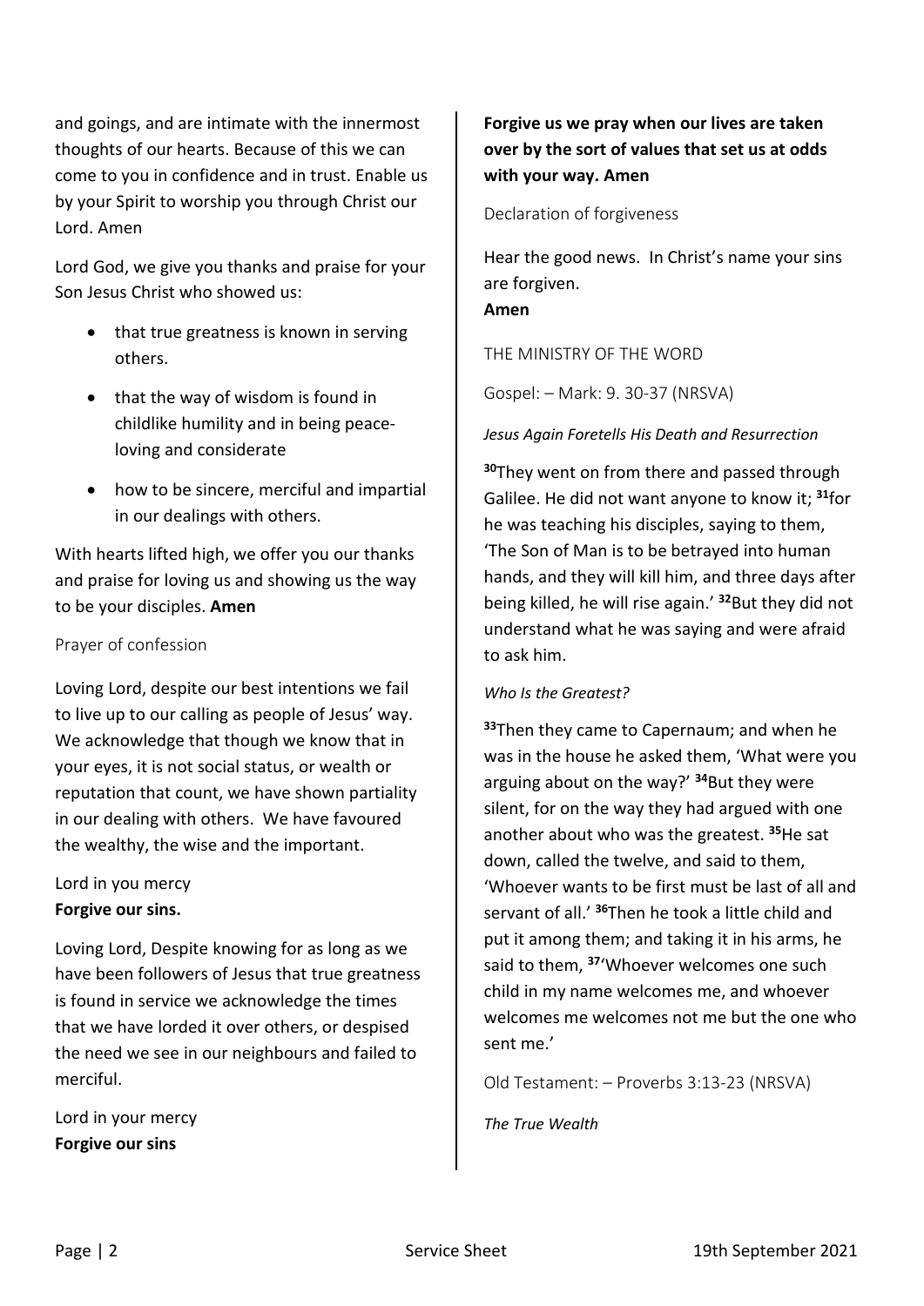and goings, and are intimate with the innermost thoughts of our hearts. Because of this we can come to you in confidence and in trust. Enable us by your Spirit to worship you through Christ our Lord. Amen

Lord God, we give you thanks and praise for your Son Jesus Christ who showed us:

- that true greatness is known in serving others.
- that the way of wisdom is found in childlike humility and in being peace-loving and considerate
- how to be sincere, merciful and impartial in our dealings with others.

With hearts lifted high, we offer you our thanks and praise for loving us and showing us the way to be your disciples. **Amen**

Prayer of confession

Loving Lord, despite our best intentions we fail to live up to our calling as people of Jesus' way. We acknowledge that though we know that in your eyes, it is not social status, or wealth or reputation that count, we have shown partiality in our dealing with others. We have favoured the wealthy, the wise and the important.

Lord in you mercy
**Forgive our sins.**

Loving Lord, Despite knowing for as long as we have been followers of Jesus that true greatness is found in service we acknowledge the times that we have lorded it over others, or despised the need we see in our neighbours and failed to merciful.

Lord in your mercy
**Forgive our sins**

**Forgive us we pray when our lives are taken over by the sort of values that set us at odds with your way. Amen**

Declaration of forgiveness

Hear the good news. In Christ's name your sins are forgiven.
**Amen**

THE MINISTRY OF THE WORD

Gospel: – Mark: 9. 30-37 (NRSVA)

*Jesus Again Foretells His Death and Resurrection*

[30]They went on from there and passed through Galilee. He did not want anyone to know it; [31]for he was teaching his disciples, saying to them, 'The Son of Man is to be betrayed into human hands, and they will kill him, and three days after being killed, he will rise again.' [32]But they did not understand what he was saying and were afraid to ask him.

*Who Is the Greatest?*

[33]Then they came to Capernaum; and when he was in the house he asked them, 'What were you arguing about on the way?' [34]But they were silent, for on the way they had argued with one another about who was the greatest. [35]He sat down, called the twelve, and said to them, 'Whoever wants to be first must be last of all and servant of all.' [36]Then he took a little child and put it among them; and taking it in his arms, he said to them, [37]'Whoever welcomes one such child in my name welcomes me, and whoever welcomes me welcomes not me but the one who sent me.'

Old Testament: – Proverbs 3:13-23 (NRSVA)

*The True Wealth*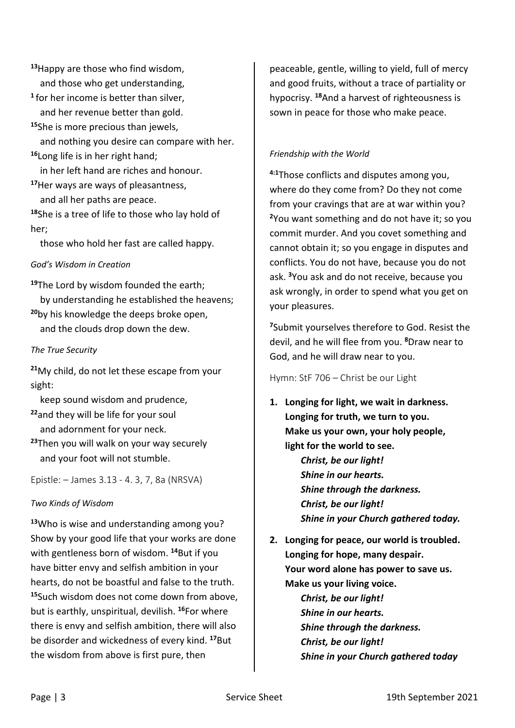[13]Happy are those who find wisdom,
   and those who get understanding,
[1] for her income is better than silver,
   and her revenue better than gold.
[15]She is more precious than jewels,
   and nothing you desire can compare with her.
[16]Long life is in her right hand;
   in her left hand are riches and honour.
[17]Her ways are ways of pleasantness,
   and all her paths are peace.
[18]She is a tree of life to those who lay hold of her;
   those who hold her fast are called happy.

*God's Wisdom in Creation*

[19]The Lord by wisdom founded the earth;
   by understanding he established the heavens;
[20]by his knowledge the deeps broke open,
   and the clouds drop down the dew.

*The True Security*

[21]My child, do not let these escape from your sight:
   keep sound wisdom and prudence,
[22]and they will be life for your soul
   and adornment for your neck.
[23]Then you will walk on your way securely
   and your foot will not stumble.

Epistle: – James 3.13 - 4. 3, 7, 8a (NRSVA)

*Two Kinds of Wisdom*

[13]Who is wise and understanding among you? Show by your good life that your works are done with gentleness born of wisdom. [14]But if you have bitter envy and selfish ambition in your hearts, do not be boastful and false to the truth. [15]Such wisdom does not come down from above, but is earthly, unspiritual, devilish. [16]For where there is envy and selfish ambition, there will also be disorder and wickedness of every kind. [17]But the wisdom from above is first pure, then peaceable, gentle, willing to yield, full of mercy and good fruits, without a trace of partiality or hypocrisy. [18]And a harvest of righteousness is sown in peace for those who make peace.

*Friendship with the World*

[4:1]Those conflicts and disputes among you, where do they come from? Do they not come from your cravings that are at war within you? [2]You want something and do not have it; so you commit murder. And you covet something and cannot obtain it; so you engage in disputes and conflicts. You do not have, because you do not ask. [3]You ask and do not receive, because you ask wrongly, in order to spend what you get on your pleasures.

[7]Submit yourselves therefore to God. Resist the devil, and he will flee from you. [8]Draw near to God, and he will draw near to you.

Hymn: StF 706 – Christ be our Light

1. **Longing for light, we wait in darkness.**
   **Longing for truth, we turn to you.**
   **Make us your own, your holy people,**
   **light for the world to see.**
      ***Christ, be our light!***
      ***Shine in our hearts.***
      ***Shine through the darkness.***
      ***Christ, be our light!***
      ***Shine in your Church gathered today.***

2. **Longing for peace, our world is troubled.**
   **Longing for hope, many despair.**
   **Your word alone has power to save us.**
   **Make us your living voice.**
      ***Christ, be our light!***
      ***Shine in our hearts.***
      ***Shine through the darkness.***
      ***Christ, be our light!***
      ***Shine in your Church gathered today***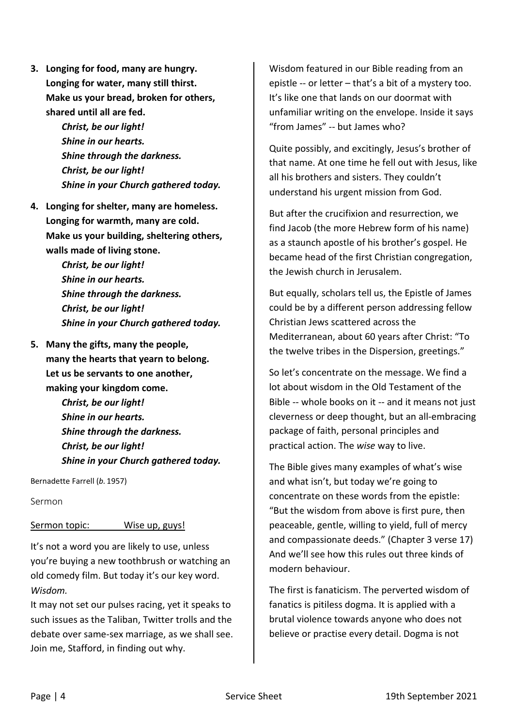3. **Longing for food, many are hungry.**
   **Longing for water, many still thirst.**
   **Make us your bread, broken for others,**
   **shared until all are fed.**

   ***Christ, be our light!***
   ***Shine in our hearts.***
   ***Shine through the darkness.***
   ***Christ, be our light!***
   ***Shine in your Church gathered today.***

4. **Longing for shelter, many are homeless.**
   **Longing for warmth, many are cold.**
   **Make us your building, sheltering others,**
   **walls made of living stone.**

   ***Christ, be our light!***
   ***Shine in our hearts.***
   ***Shine through the darkness.***
   ***Christ, be our light!***
   ***Shine in your Church gathered today.***

5. **Many the gifts, many the people,**
   **many the hearts that yearn to belong.**
   **Let us be servants to one another,**
   **making your kingdom come.**

   ***Christ, be our light!***
   ***Shine in our hearts.***
   ***Shine through the darkness.***
   ***Christ, be our light!***
   ***Shine in your Church gathered today.***

Bernadette Farrell (*b.* 1957)

## Sermon

Sermon topic: Wise up, guys!

It's not a word you are likely to use, unless you're buying a new toothbrush or watching an old comedy film. But today it's our key word. *Wisdom.*

It may not set our pulses racing, yet it speaks to such issues as the Taliban, Twitter trolls and the debate over same-sex marriage, as we shall see. Join me, Stafford, in finding out why.

Wisdom featured in our Bible reading from an epistle -- or letter – that's a bit of a mystery too. It's like one that lands on our doormat with unfamiliar writing on the envelope. Inside it says "from James" -- but James who?

Quite possibly, and excitingly, Jesus's brother of that name. At one time he fell out with Jesus, like all his brothers and sisters. They couldn't understand his urgent mission from God.

But after the crucifixion and resurrection, we find Jacob (the more Hebrew form of his name) as a staunch apostle of his brother's gospel. He became head of the first Christian congregation, the Jewish church in Jerusalem.

But equally, scholars tell us, the Epistle of James could be by a different person addressing fellow Christian Jews scattered across the Mediterranean, about 60 years after Christ: "To the twelve tribes in the Dispersion, greetings."

So let's concentrate on the message. We find a lot about wisdom in the Old Testament of the Bible -- whole books on it -- and it means not just cleverness or deep thought, but an all-embracing package of faith, personal principles and practical action. The *wise* way to live.

The Bible gives many examples of what's wise and what isn't, but today we're going to concentrate on these words from the epistle: "But the wisdom from above is first pure, then peaceable, gentle, willing to yield, full of mercy and compassionate deeds." (Chapter 3 verse 17) And we'll see how this rules out three kinds of modern behaviour.

The first is fanaticism. The perverted wisdom of fanatics is pitiless dogma. It is applied with a brutal violence towards anyone who does not believe or practise every detail. Dogma is not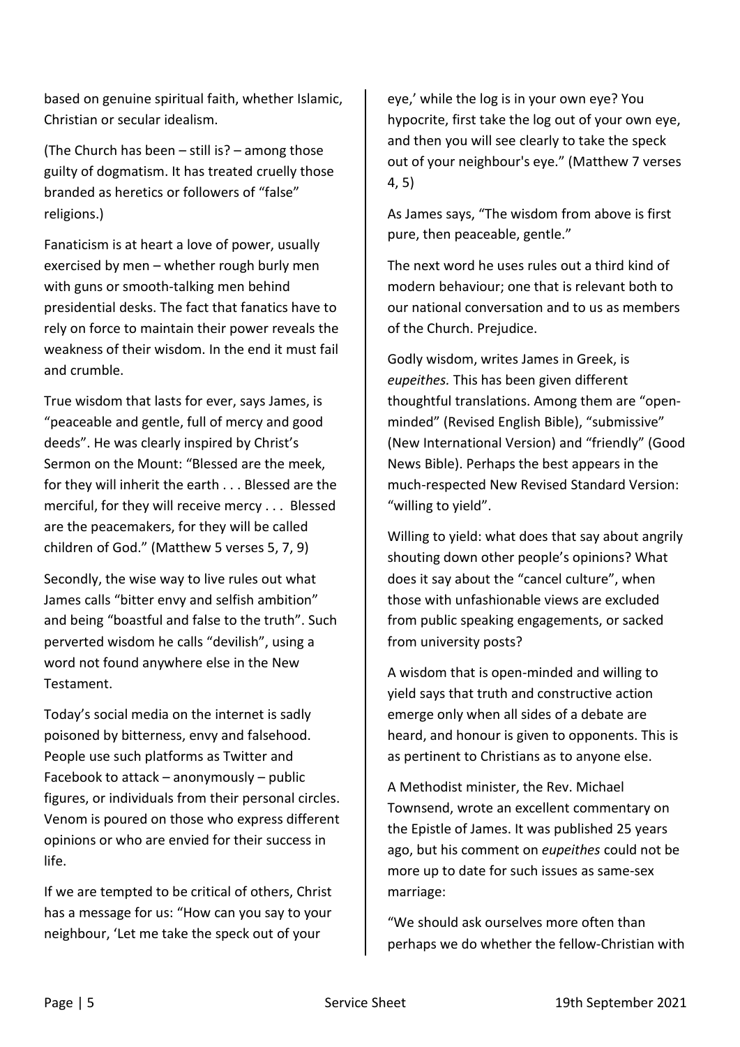based on genuine spiritual faith, whether Islamic, Christian or secular idealism.

(The Church has been – still is? – among those guilty of dogmatism. It has treated cruelly those branded as heretics or followers of "false" religions.)

Fanaticism is at heart a love of power, usually exercised by men – whether rough burly men with guns or smooth-talking men behind presidential desks. The fact that fanatics have to rely on force to maintain their power reveals the weakness of their wisdom. In the end it must fail and crumble.

True wisdom that lasts for ever, says James, is "peaceable and gentle, full of mercy and good deeds". He was clearly inspired by Christ's Sermon on the Mount: "Blessed are the meek, for they will inherit the earth . . . Blessed are the merciful, for they will receive mercy . . . Blessed are the peacemakers, for they will be called children of God." (Matthew 5 verses 5, 7, 9)

Secondly, the wise way to live rules out what James calls "bitter envy and selfish ambition" and being "boastful and false to the truth". Such perverted wisdom he calls "devilish", using a word not found anywhere else in the New Testament.

Today's social media on the internet is sadly poisoned by bitterness, envy and falsehood. People use such platforms as Twitter and Facebook to attack – anonymously – public figures, or individuals from their personal circles. Venom is poured on those who express different opinions or who are envied for their success in life.

If we are tempted to be critical of others, Christ has a message for us: "How can you say to your neighbour, 'Let me take the speck out of your eye,' while the log is in your own eye? You hypocrite, first take the log out of your own eye, and then you will see clearly to take the speck out of your neighbour's eye." (Matthew 7 verses 4, 5)

As James says, "The wisdom from above is first pure, then peaceable, gentle."

The next word he uses rules out a third kind of modern behaviour; one that is relevant both to our national conversation and to us as members of the Church. Prejudice.

Godly wisdom, writes James in Greek, is *eupeithes.* This has been given different thoughtful translations. Among them are "open-minded" (Revised English Bible), "submissive" (New International Version) and "friendly" (Good News Bible). Perhaps the best appears in the much-respected New Revised Standard Version: "willing to yield".

Willing to yield: what does that say about angrily shouting down other people's opinions? What does it say about the "cancel culture", when those with unfashionable views are excluded from public speaking engagements, or sacked from university posts?

A wisdom that is open-minded and willing to yield says that truth and constructive action emerge only when all sides of a debate are heard, and honour is given to opponents. This is as pertinent to Christians as to anyone else.

A Methodist minister, the Rev. Michael Townsend, wrote an excellent commentary on the Epistle of James. It was published 25 years ago, but his comment on *eupeithes* could not be more up to date for such issues as same-sex marriage:

"We should ask ourselves more often than perhaps we do whether the fellow-Christian with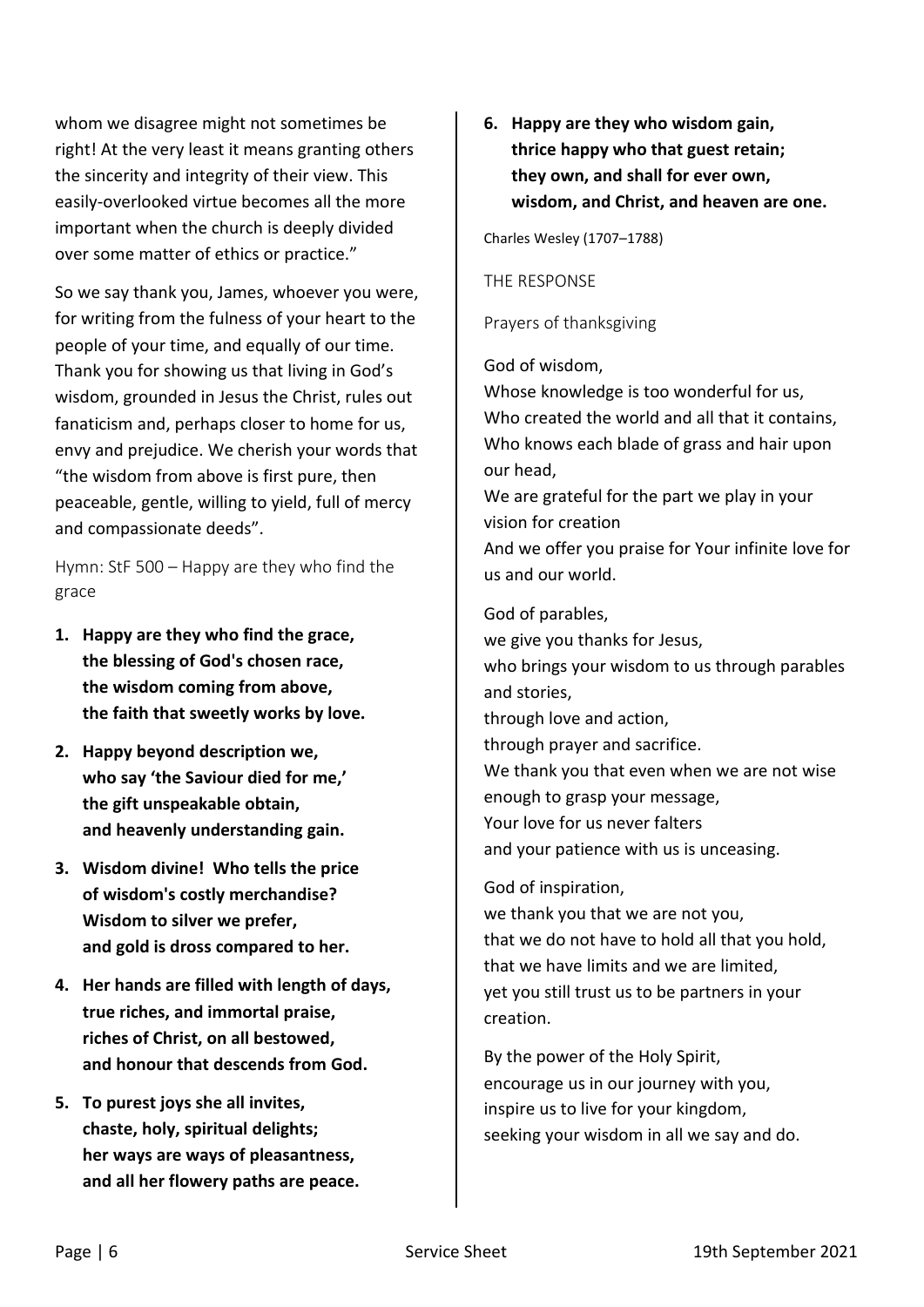whom we disagree might not sometimes be right! At the very least it means granting others the sincerity and integrity of their view. This easily-overlooked virtue becomes all the more important when the church is deeply divided over some matter of ethics or practice."

So we say thank you, James, whoever you were, for writing from the fulness of your heart to the people of your time, and equally of our time. Thank you for showing us that living in God's wisdom, grounded in Jesus the Christ, rules out fanaticism and, perhaps closer to home for us, envy and prejudice. We cherish your words that "the wisdom from above is first pure, then peaceable, gentle, willing to yield, full of mercy and compassionate deeds".

Hymn: StF 500 – Happy are they who find the grace

1. **Happy are they who find the grace,**
   **the blessing of God's chosen race,**
   **the wisdom coming from above,**
   **the faith that sweetly works by love.**

2. **Happy beyond description we,**
   **who say 'the Saviour died for me,'**
   **the gift unspeakable obtain,**
   **and heavenly understanding gain.**

3. **Wisdom divine! Who tells the price**
   **of wisdom's costly merchandise?**
   **Wisdom to silver we prefer,**
   **and gold is dross compared to her.**

4. **Her hands are filled with length of days,**
   **true riches, and immortal praise,**
   **riches of Christ, on all bestowed,**
   **and honour that descends from God.**

5. **To purest joys she all invites,**
   **chaste, holy, spiritual delights;**
   **her ways are ways of pleasantness,**
   **and all her flowery paths are peace.**

6. **Happy are they who wisdom gain,**
   **thrice happy who that guest retain;**
   **they own, and shall for ever own,**
   **wisdom, and Christ, and heaven are one.**

Charles Wesley (1707–1788)

THE RESPONSE

Prayers of thanksgiving

God of wisdom,
Whose knowledge is too wonderful for us,
Who created the world and all that it contains,
Who knows each blade of grass and hair upon our head,
We are grateful for the part we play in your vision for creation
And we offer you praise for Your infinite love for us and our world.

God of parables,
we give you thanks for Jesus,
who brings your wisdom to us through parables and stories,
through love and action,
through prayer and sacrifice.
We thank you that even when we are not wise enough to grasp your message,
Your love for us never falters
and your patience with us is unceasing.

God of inspiration,
we thank you that we are not you,
that we do not have to hold all that you hold,
that we have limits and we are limited,
yet you still trust us to be partners in your creation.

By the power of the Holy Spirit,
encourage us in our journey with you,
inspire us to live for your kingdom,
seeking your wisdom in all we say and do.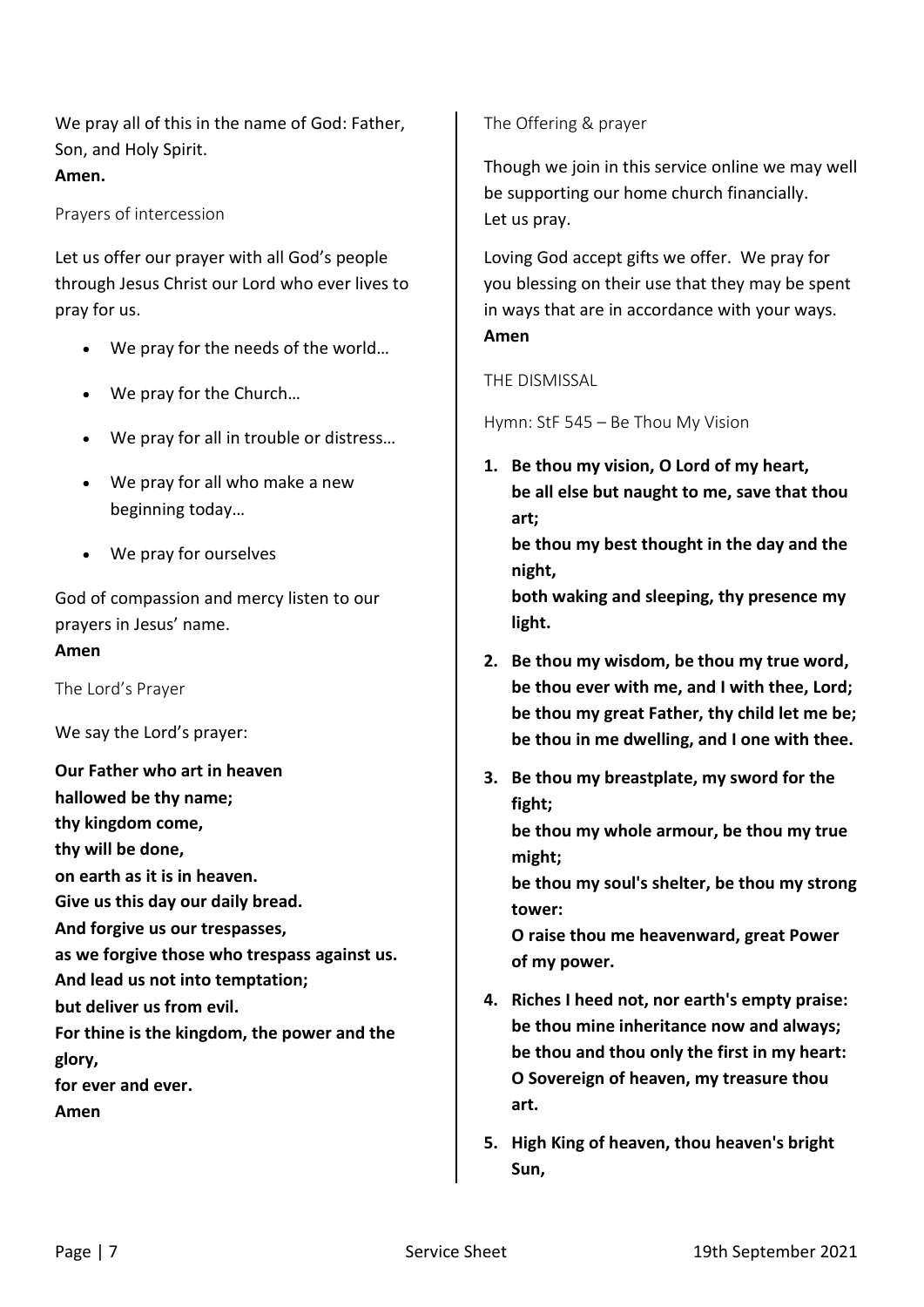We pray all of this in the name of God: Father, Son, and Holy Spirit.
**Amen.**

## Prayers of intercession

Let us offer our prayer with all God's people through Jesus Christ our Lord who ever lives to pray for us.

- We pray for the needs of the world…
- We pray for the Church…
- We pray for all in trouble or distress…
- We pray for all who make a new beginning today…
- We pray for ourselves

God of compassion and mercy listen to our prayers in Jesus' name.
**Amen**

## The Lord's Prayer

We say the Lord's prayer:

**Our Father who art in heaven**
**hallowed be thy name;**
**thy kingdom come,**
**thy will be done,**
**on earth as it is in heaven.**
**Give us this day our daily bread.**
**And forgive us our trespasses,**
**as we forgive those who trespass against us.**
**And lead us not into temptation;**
**but deliver us from evil.**
**For thine is the kingdom, the power and the glory,**
**for ever and ever.**
**Amen**

## The Offering & prayer

Though we join in this service online we may well be supporting our home church financially.
Let us pray.

Loving God accept gifts we offer. We pray for you blessing on their use that they may be spent in ways that are in accordance with your ways.
**Amen**

## THE DISMISSAL

## Hymn: StF 545 – Be Thou My Vision

1. **Be thou my vision, O Lord of my heart,**
   **be all else but naught to me, save that thou art;**
   **be thou my best thought in the day and the night,**
   **both waking and sleeping, thy presence my light.**
2. **Be thou my wisdom, be thou my true word,**
   **be thou ever with me, and I with thee, Lord;**
   **be thou my great Father, thy child let me be;**
   **be thou in me dwelling, and I one with thee.**
3. **Be thou my breastplate, my sword for the fight;**
   **be thou my whole armour, be thou my true might;**
   **be thou my soul's shelter, be thou my strong tower:**
   **O raise thou me heavenward, great Power of my power.**
4. **Riches I heed not, nor earth's empty praise:**
   **be thou mine inheritance now and always;**
   **be thou and thou only the first in my heart:**
   **O Sovereign of heaven, my treasure thou art.**
5. **High King of heaven, thou heaven's bright Sun,**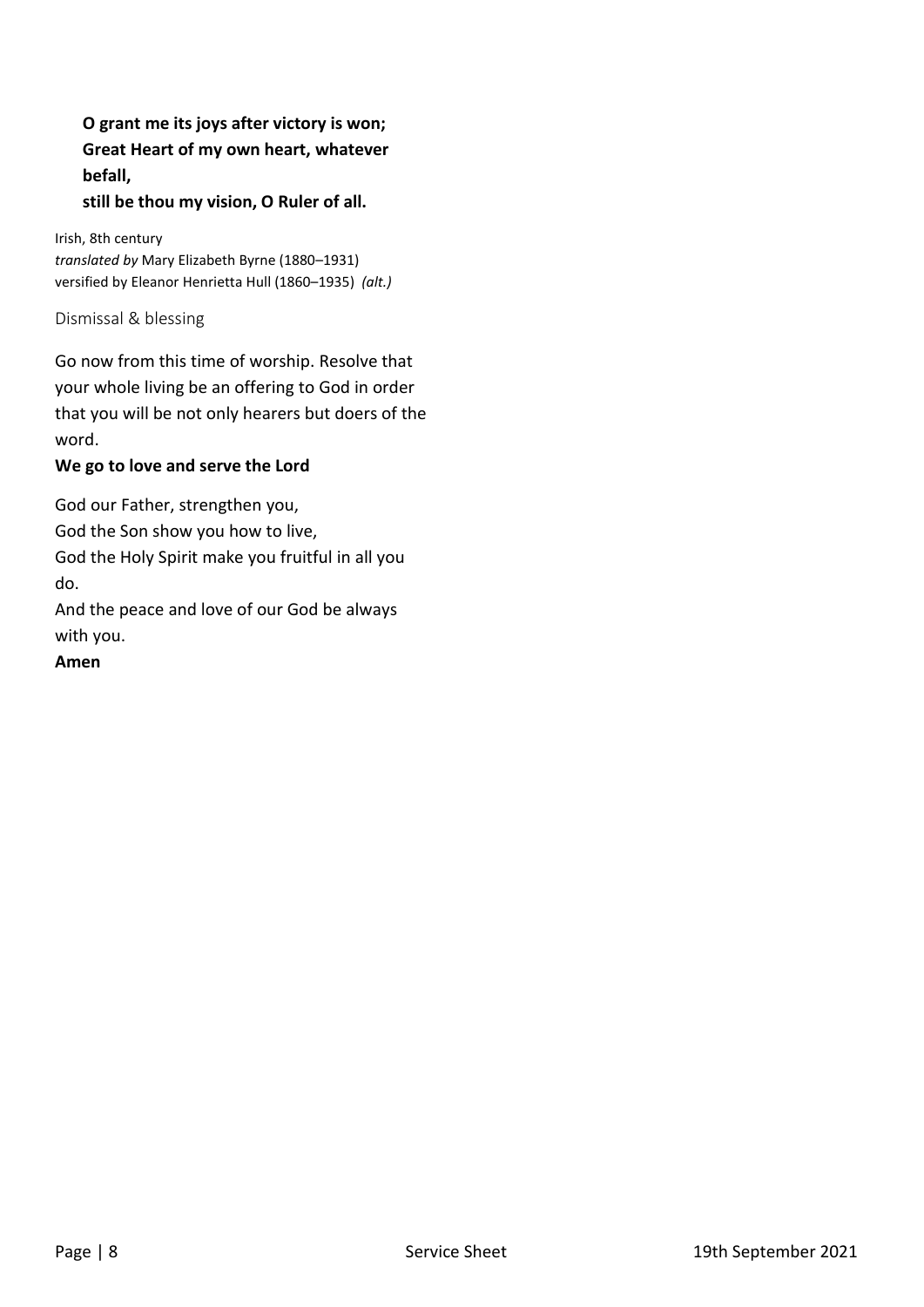**O grant me its joys after victory is won;**
**Great Heart of my own heart, whatever befall,**
**still be thou my vision, O Ruler of all.**

Irish, 8th century
*translated by* Mary Elizabeth Byrne (1880–1931)
versified by Eleanor Henrietta Hull (1860–1935) *(alt.)*

## Dismissal & blessing

Go now from this time of worship. Resolve that your whole living be an offering to God in order that you will be not only hearers but doers of the word.
**We go to love and serve the Lord**

God our Father, strengthen you,
God the Son show you how to live,
God the Holy Spirit make you fruitful in all you do.
And the peace and love of our God be always with you.
**Amen**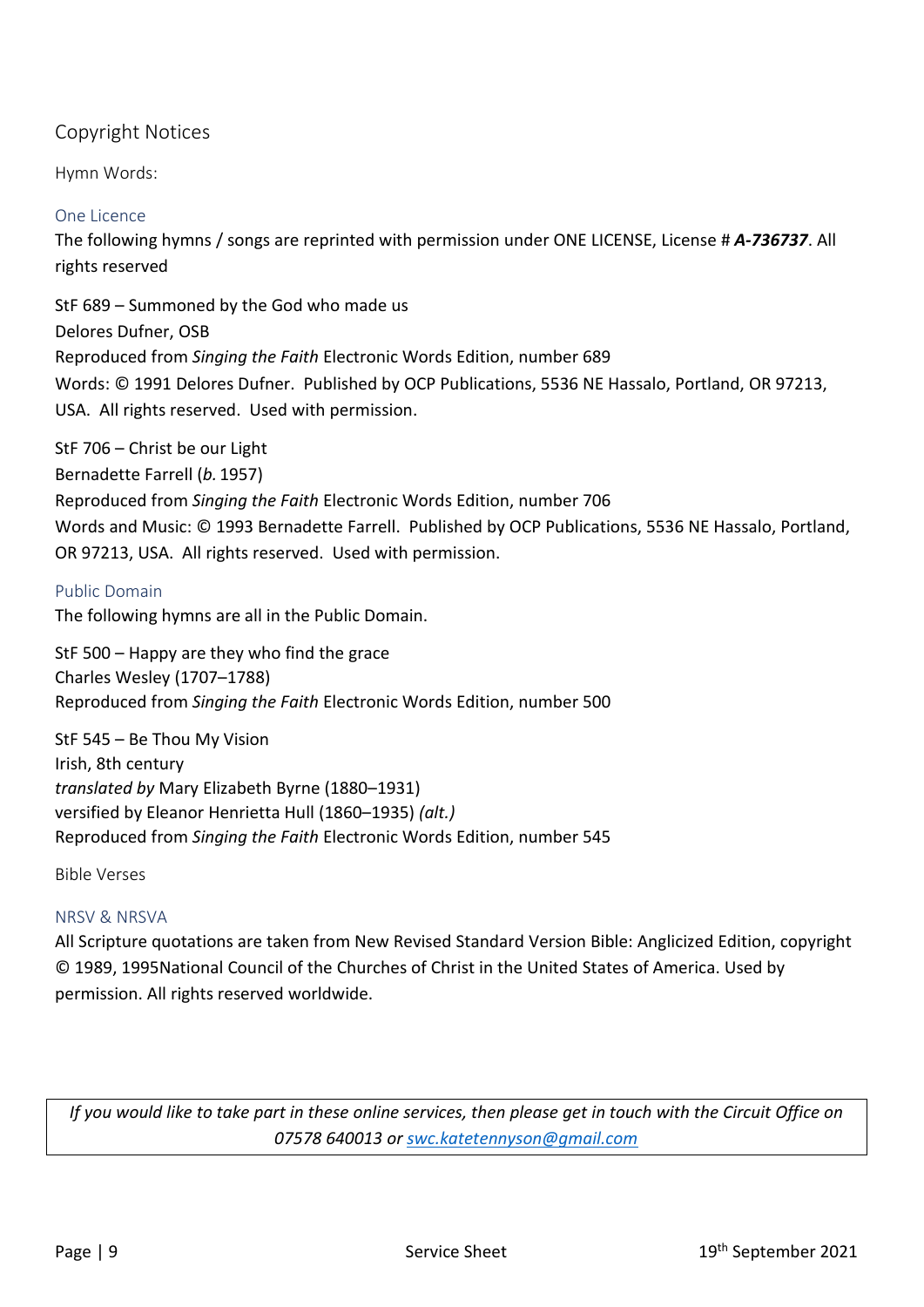## Copyright Notices

### Hymn Words:

#### One Licence

The following hymns / songs are reprinted with permission under ONE LICENSE, License # ***A-736737***. All rights reserved

StF 689 – Summoned by the God who made us
Delores Dufner, OSB
Reproduced from *Singing the Faith* Electronic Words Edition, number 689
Words: © 1991 Delores Dufner. Published by OCP Publications, 5536 NE Hassalo, Portland, OR 97213, USA. All rights reserved. Used with permission.

StF 706 – Christ be our Light
Bernadette Farrell (*b.* 1957)
Reproduced from *Singing the Faith* Electronic Words Edition, number 706
Words and Music: © 1993 Bernadette Farrell. Published by OCP Publications, 5536 NE Hassalo, Portland, OR 97213, USA. All rights reserved. Used with permission.

#### Public Domain

The following hymns are all in the Public Domain.

StF 500 – Happy are they who find the grace
Charles Wesley (1707–1788)
Reproduced from *Singing the Faith* Electronic Words Edition, number 500

StF 545 – Be Thou My Vision
Irish, 8th century
*translated by* Mary Elizabeth Byrne (1880–1931)
versified by Eleanor Henrietta Hull (1860–1935) *(alt.)*
Reproduced from *Singing the Faith* Electronic Words Edition, number 545

### Bible Verses

#### NRSV & NRSVA

All Scripture quotations are taken from New Revised Standard Version Bible: Anglicized Edition, copyright © 1989, 1995National Council of the Churches of Christ in the United States of America. Used by permission. All rights reserved worldwide.

*If you would like to take part in these online services, then please get in touch with the Circuit Office on 07578 640013 or [swc.katetennyson@gmail.com](mailto:swc.katetennyson@gmail.com)*